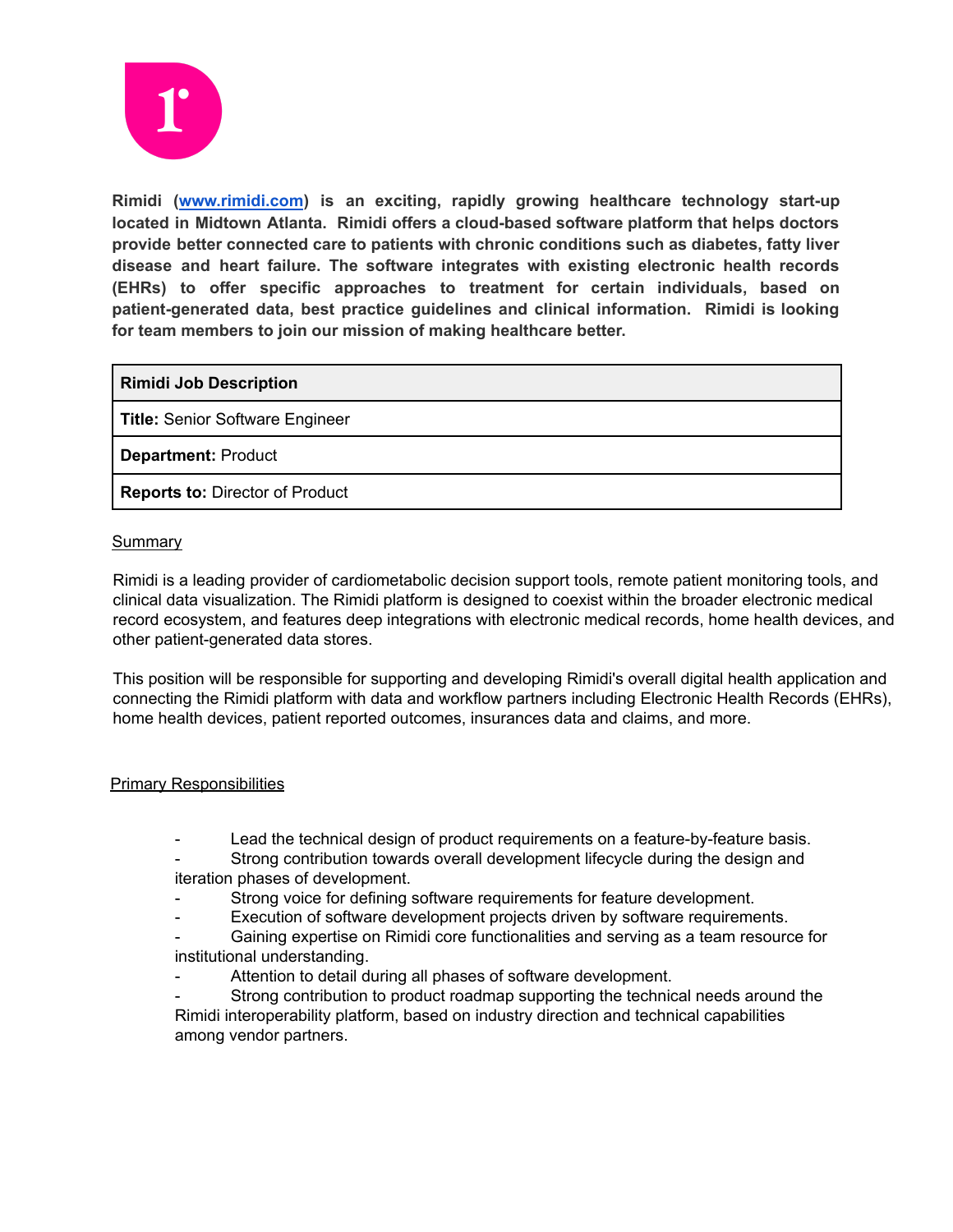**Rimidi ([www.rimidi.com](http://www.rimidi.com)) is an exciting, rapidly growing healthcare technology start-up located in Midtown Atlanta. Rimidi offers a cloud-based software platform that helps doctors provide better connected care to patients with chronic conditions such as diabetes, fatty liver disease and heart failure. The software integrates with existing electronic health records (EHRs) to offer specific approaches to treatment for certain individuals, based on patient-generated data, best practice guidelines and clinical information. Rimidi is looking for team members to join our mission of making healthcare better.**

| **Rimidi Job Description** |
| --- |
| **Title:** Senior Software Engineer |
| **Department:** Product |
| **Reports to:** Director of Product |

## Summary

Rimidi is a leading provider of cardiometabolic decision support tools, remote patient monitoring tools, and clinical data visualization. The Rimidi platform is designed to coexist within the broader electronic medical record ecosystem, and features deep integrations with electronic medical records, home health devices, and other patient-generated data stores.

This position will be responsible for supporting and developing Rimidi's overall digital health application and connecting the Rimidi platform with data and workflow partners including Electronic Health Records (EHRs), home health devices, patient reported outcomes, insurances data and claims, and more.

## Primary Responsibilities

- Lead the technical design of product requirements on a feature-by-feature basis.
- Strong contribution towards overall development lifecycle during the design and iteration phases of development.
- Strong voice for defining software requirements for feature development.
- Execution of software development projects driven by software requirements.
- Gaining expertise on Rimidi core functionalities and serving as a team resource for institutional understanding.
- Attention to detail during all phases of software development.
- Strong contribution to product roadmap supporting the technical needs around the Rimidi interoperability platform, based on industry direction and technical capabilities among vendor partners.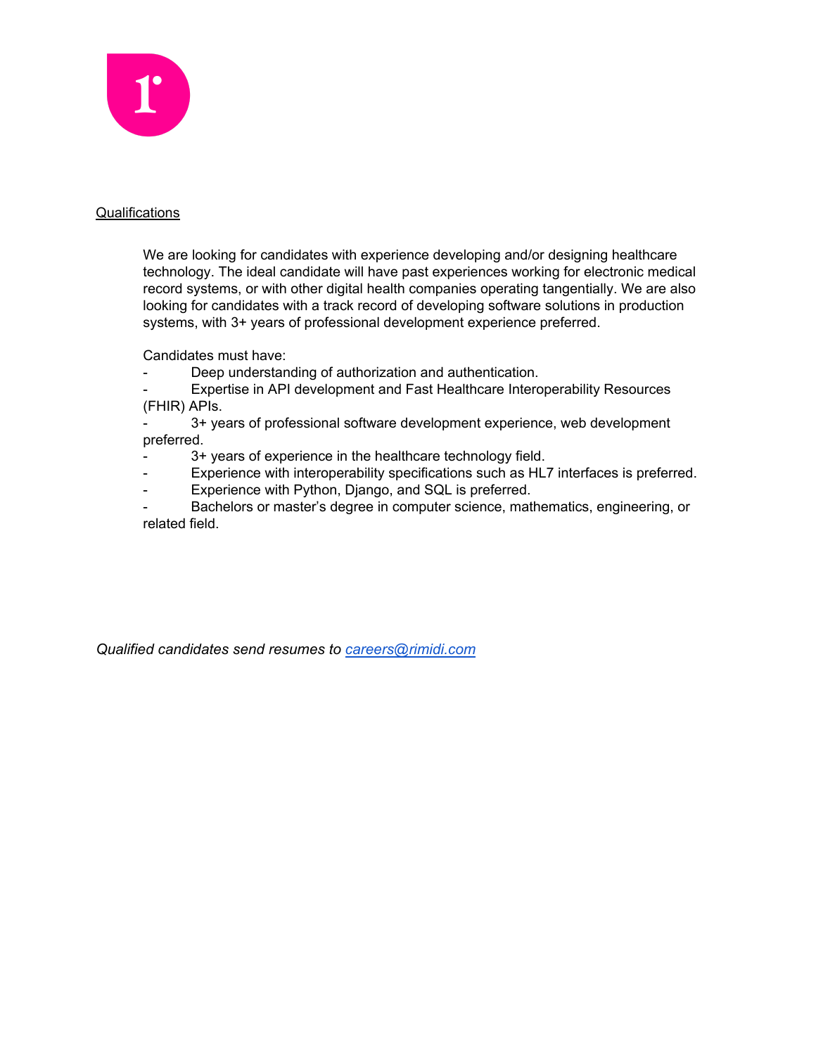Qualifications

We are looking for candidates with experience developing and/or designing healthcare technology. The ideal candidate will have past experiences working for electronic medical record systems, or with other digital health companies operating tangentially. We are also looking for candidates with a track record of developing software solutions in production systems, with 3+ years of professional development experience preferred.

Candidates must have:

- Deep understanding of authorization and authentication.
- Expertise in API development and Fast Healthcare Interoperability Resources (FHIR) APIs.
- 3+ years of professional software development experience, web development preferred.
- 3+ years of experience in the healthcare technology field.
- Experience with interoperability specifications such as HL7 interfaces is preferred.
- Experience with Python, Django, and SQL is preferred.
- Bachelors or master's degree in computer science, mathematics, engineering, or related field.

*Qualified candidates send resumes to careers@rimidi.com*